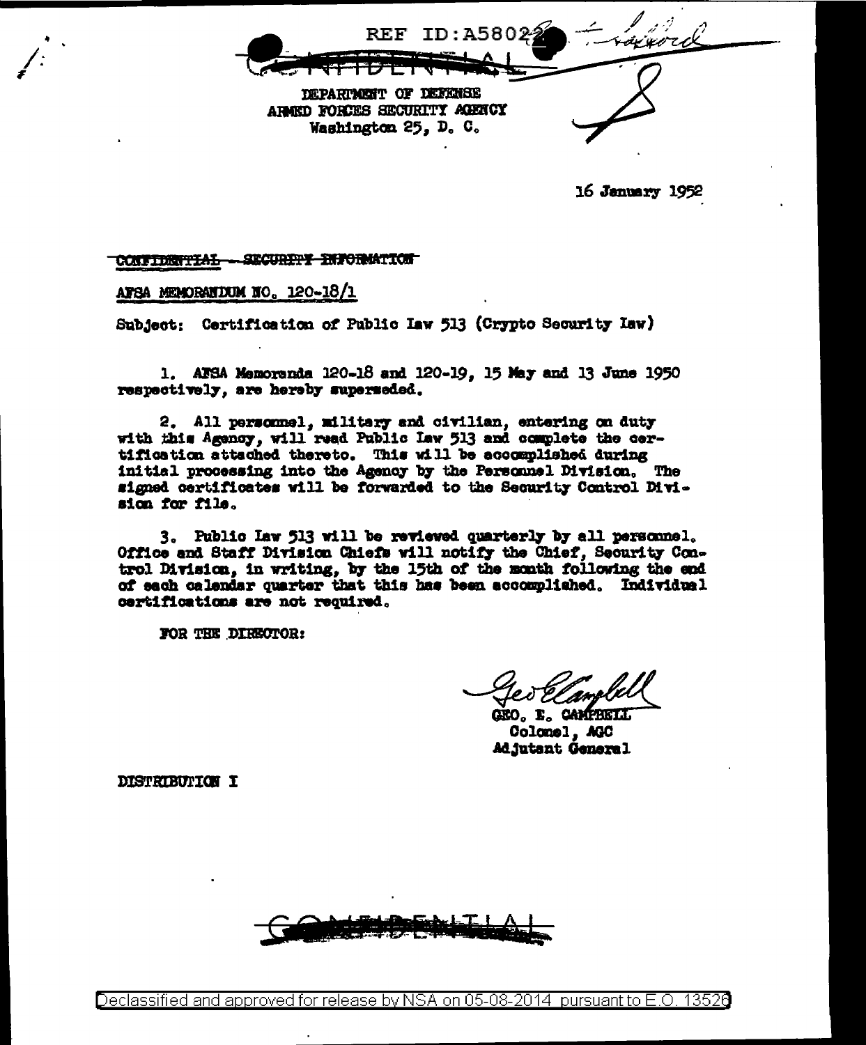REF ID:A58022

CONFIDENTIAL

DEPARTMENT OF DEFENSE
ARMED FORCES SECURITY AGENCY
Washington 25, D. C.

16 January 1952

~~CONFIDENTIAL -- SECURITY INFORMATION~~

AFSA MEMORANDUM NO. 120-18/1

Subject: Certification of Public Law 513 (Crypto Security Law)

1. AFSA Memoranda 120-18 and 120-19, 15 May and 13 June 1950 respectively, are hereby superseded.

2. All personnel, military and civilian, entering on duty with this Agency, will read Public Law 513 and complete the certification attached thereto. This will be accomplished during initial processing into the Agency by the Personnel Division. The signed certificates will be forwarded to the Security Control Division for file.

3. Public Law 513 will be reviewed quarterly by all personnel. Office and Staff Division Chiefs will notify the Chief, Security Control Division, in writing, by the 15th of the month following the end of each calendar quarter that this has been accomplished. Individual certifications are not required.

FOR THE DIRECTOR:

Geo Campbell
GEO. E. CAMPBELL
Colonel, AGC
Adjutant General

DISTRIBUTION I

CONFIDENTIAL

Declassified and approved for release by NSA on 05-08-2014 pursuant to E.O. 13526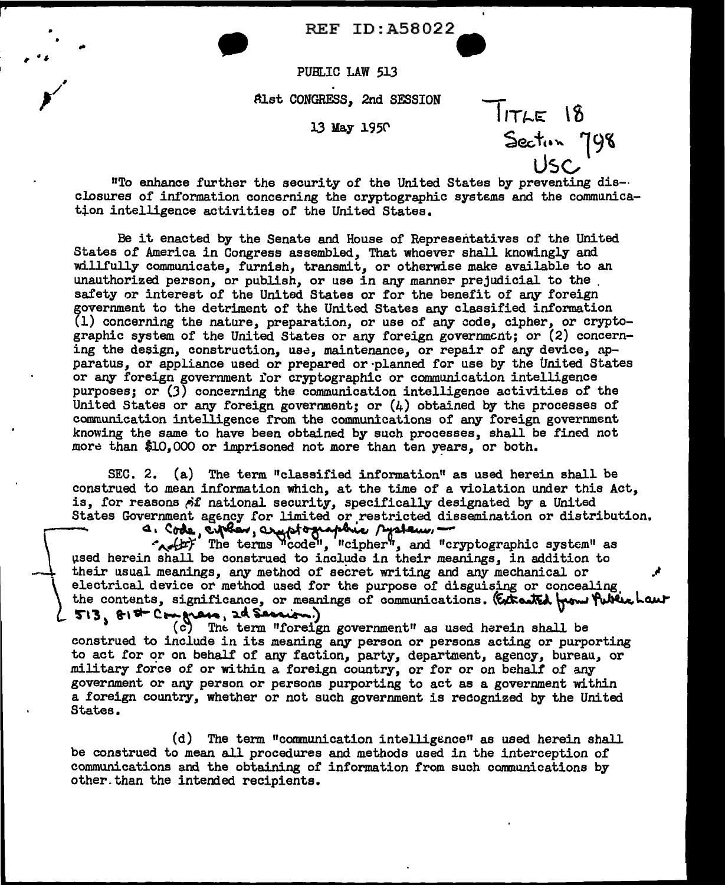REF ID:A58022

PUBLIC LAW 513

81st CONGRESS, 2nd SESSION

13 May 1950

TITLE 18
Section 798
USC

"To enhance further the security of the United States by preventing disclosures of information concerning the cryptographic systems and the communication intelligence activities of the United States.

Be it enacted by the Senate and House of Representatives of the United States of America in Congress assembled, That whoever shall knowingly and willfully communicate, furnish, transmit, or otherwise make available to an unauthorized person, or publish, or use in any manner prejudicial to the safety or interest of the United States or for the benefit of any foreign government to the detriment of the United States any classified information (1) concerning the nature, preparation, or use of any code, cipher, or cryptographic system of the United States or any foreign government; or (2) concerning the design, construction, use, maintenance, or repair of any device, apparatus, or appliance used or prepared or planned for use by the United States or any foreign government for cryptographic or communication intelligence purposes; or (3) concerning the communication intelligence activities of the United States or any foreign government; or (4) obtained by the processes of communication intelligence from the communications of any foreign government knowing the same to have been obtained by such processes, shall be fined not more than $10,000 or imprisoned not more than ten years, or both.

SEC. 2. (a) The term "classified information" as used herein shall be construed to mean information which, at the time of a violation under this Act, is, for reasons of national security, specifically designated by a United States Government agency for limited or restricted dissemination or distribution.

a. Code, cipher, cryptographic system, —

~~(b)~~ The terms "code", "cipher", and "cryptographic system" as used herein shall be construed to include in their meanings, in addition to their usual meanings, any method of secret writing and any mechanical or electrical device or method used for the purpose of disguising or concealing the contents, significance, or meanings of communications. (Extracted from Public Law 513, 81st Congress, 2d Session.)

(c) The term "foreign government" as used herein shall be construed to include in its meaning any person or persons acting or purporting to act for or on behalf of any faction, party, department, agency, bureau, or military force of or within a foreign country, or for or on behalf of any government or any person or persons purporting to act as a government within a foreign country, whether or not such government is recognized by the United States.

(d) The term "communication intelligence" as used herein shall be construed to mean all procedures and methods used in the interception of communications and the obtaining of information from such communications by other than the intended recipients.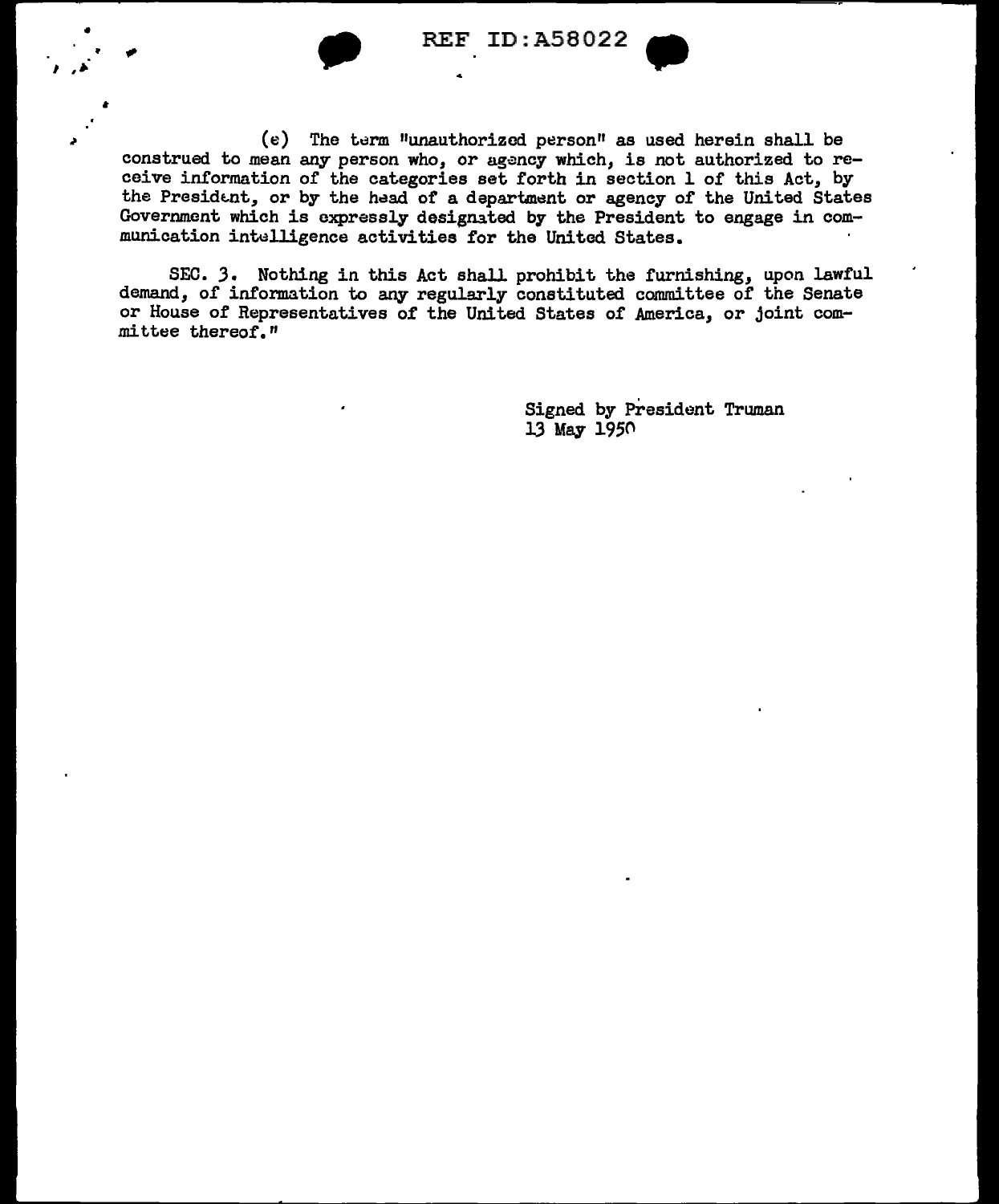(e) The term "unauthorized person" as used herein shall be construed to mean any person who, or agency which, is not authorized to receive information of the categories set forth in section 1 of this Act, by the President, or by the head of a department or agency of the United States Government which is expressly designated by the President to engage in communication intelligence activities for the United States.

SEC. 3. Nothing in this Act shall prohibit the furnishing, upon lawful demand, of information to any regularly constituted committee of the Senate or House of Representatives of the United States of America, or joint committee thereof."

Signed by President Truman
13 May 1950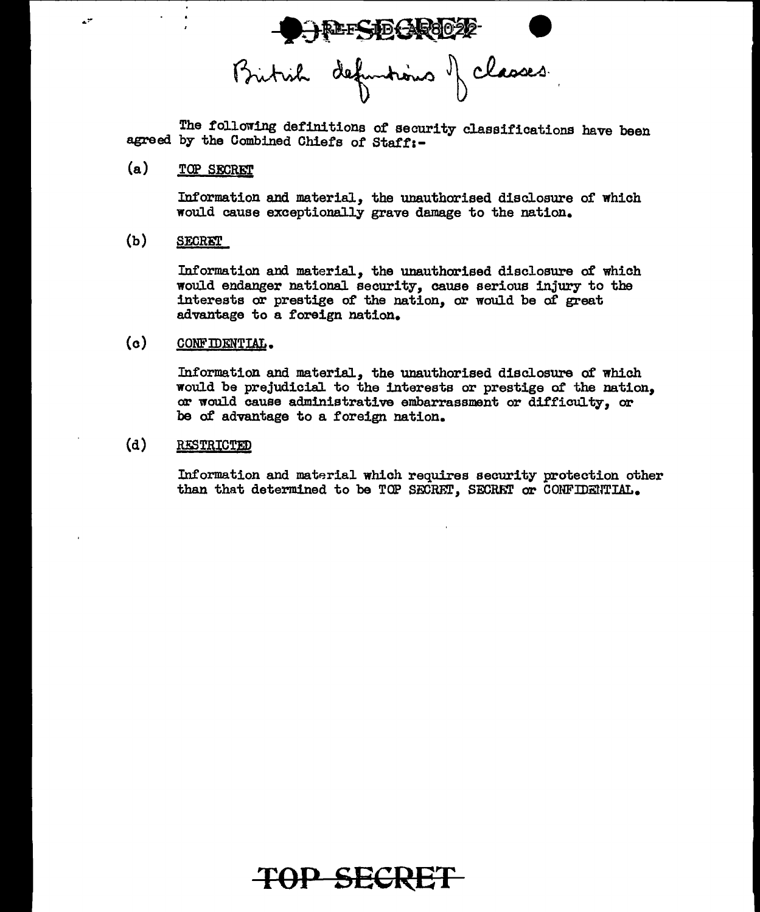British definitions of classes.

The following definitions of security classifications have been agreed by the Combined Chiefs of Staff:-

(a) TOP SECRET

Information and material, the unauthorised disclosure of which would cause exceptionally grave damage to the nation.

(b) SECRET

Information and material, the unauthorised disclosure of which would endanger national security, cause serious injury to the interests or prestige of the nation, or would be of great advantage to a foreign nation.

(c) CONFIDENTIAL.

Information and material, the unauthorised disclosure of which would be prejudicial to the interests or prestige of the nation, or would cause administrative embarrassment or difficulty, or be of advantage to a foreign nation.

(d) RESTRICTED

Information and material which requires security protection other than that determined to be TOP SECRET, SECRET or CONFIDENTIAL.